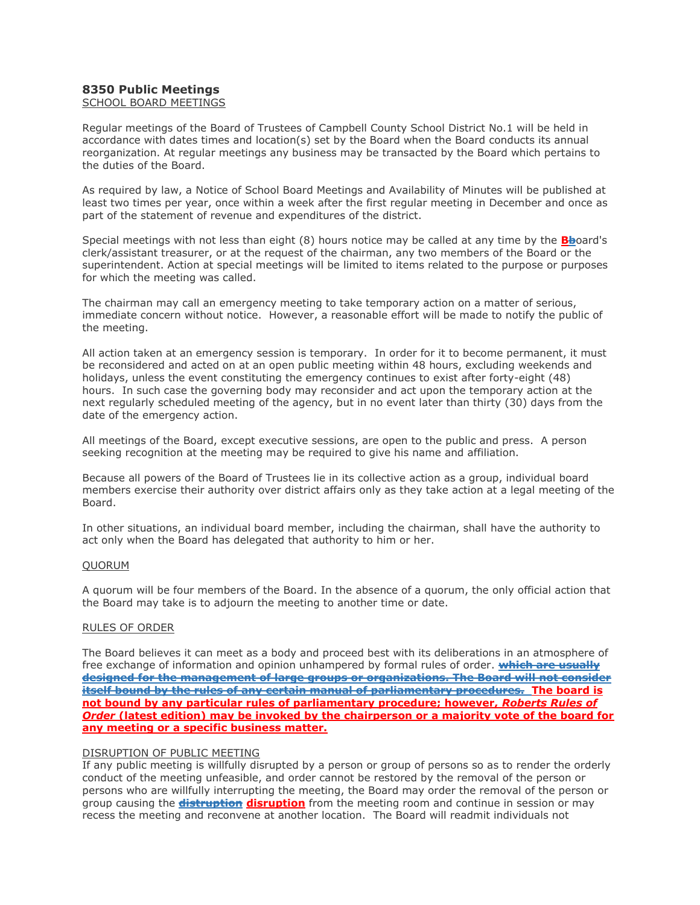## 8350 Public Meetings

SCHOOL BOARD MEETINGS

Regular meetings of the Board of Trustees of Campbell County School District No.1 will be held in accordance with dates times and location(s) set by the Board when the Board conducts its annual reorganization. At regular meetings any business may be transacted by the Board which pertains to the duties of the Board.

As required by law, a Notice of School Board Meetings and Availability of Minutes will be published at least two times per year, once within a week after the first regular meeting in December and once as part of the statement of revenue and expenditures of the district.

Special meetings with not less than eight (8) hours notice may be called at any time by the ~~B~~**b**oard's clerk/assistant treasurer, or at the request of the chairman, any two members of the Board or the superintendent. Action at special meetings will be limited to items related to the purpose or purposes for which the meeting was called.

The chairman may call an emergency meeting to take temporary action on a matter of serious, immediate concern without notice. However, a reasonable effort will be made to notify the public of the meeting.

All action taken at an emergency session is temporary. In order for it to become permanent, it must be reconsidered and acted on at an open public meeting within 48 hours, excluding weekends and holidays, unless the event constituting the emergency continues to exist after forty-eight (48) hours. In such case the governing body may reconsider and act upon the temporary action at the next regularly scheduled meeting of the agency, but in no event later than thirty (30) days from the date of the emergency action.

All meetings of the Board, except executive sessions, are open to the public and press. A person seeking recognition at the meeting may be required to give his name and affiliation.

Because all powers of the Board of Trustees lie in its collective action as a group, individual board members exercise their authority over district affairs only as they take action at a legal meeting of the Board.

In other situations, an individual board member, including the chairman, shall have the authority to act only when the Board has delegated that authority to him or her.

QUORUM

A quorum will be four members of the Board. In the absence of a quorum, the only official action that the Board may take is to adjourn the meeting to another time or date.

RULES OF ORDER

The Board believes it can meet as a body and proceed best with its deliberations in an atmosphere of free exchange of information and opinion unhampered by formal rules of order. ~~**which are usually designed for the management of large groups or organizations. The Board will not consider itself bound by the rules of any certain manual of parliamentary procedures.**~~ **The board is not bound by any particular rules of parliamentary procedure; however, *Roberts Rules of Order* (latest edition) may be invoked by the chairperson or a majority vote of the board for any meeting or a specific business matter.**

DISRUPTION OF PUBLIC MEETING

If any public meeting is willfully disrupted by a person or group of persons so as to render the orderly conduct of the meeting unfeasible, and order cannot be restored by the removal of the person or persons who are willfully interrupting the meeting, the Board may order the removal of the person or group causing the ~~**distruption**~~ **disruption** from the meeting room and continue in session or may recess the meeting and reconvene at another location. The Board will readmit individuals not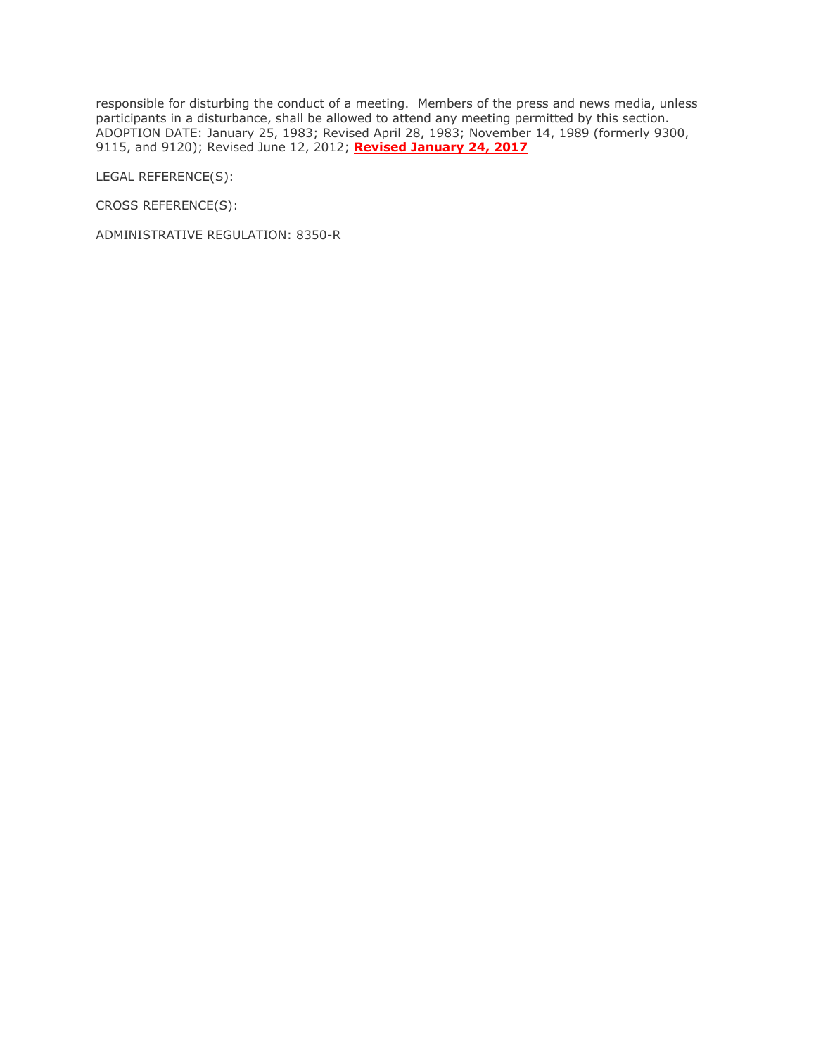responsible for disturbing the conduct of a meeting. Members of the press and news media, unless participants in a disturbance, shall be allowed to attend any meeting permitted by this section.
ADOPTION DATE: January 25, 1983; Revised April 28, 1983; November 14, 1989 (formerly 9300, 9115, and 9120); Revised June 12, 2012; **Revised January 24, 2017**

LEGAL REFERENCE(S):

CROSS REFERENCE(S):

ADMINISTRATIVE REGULATION: 8350-R